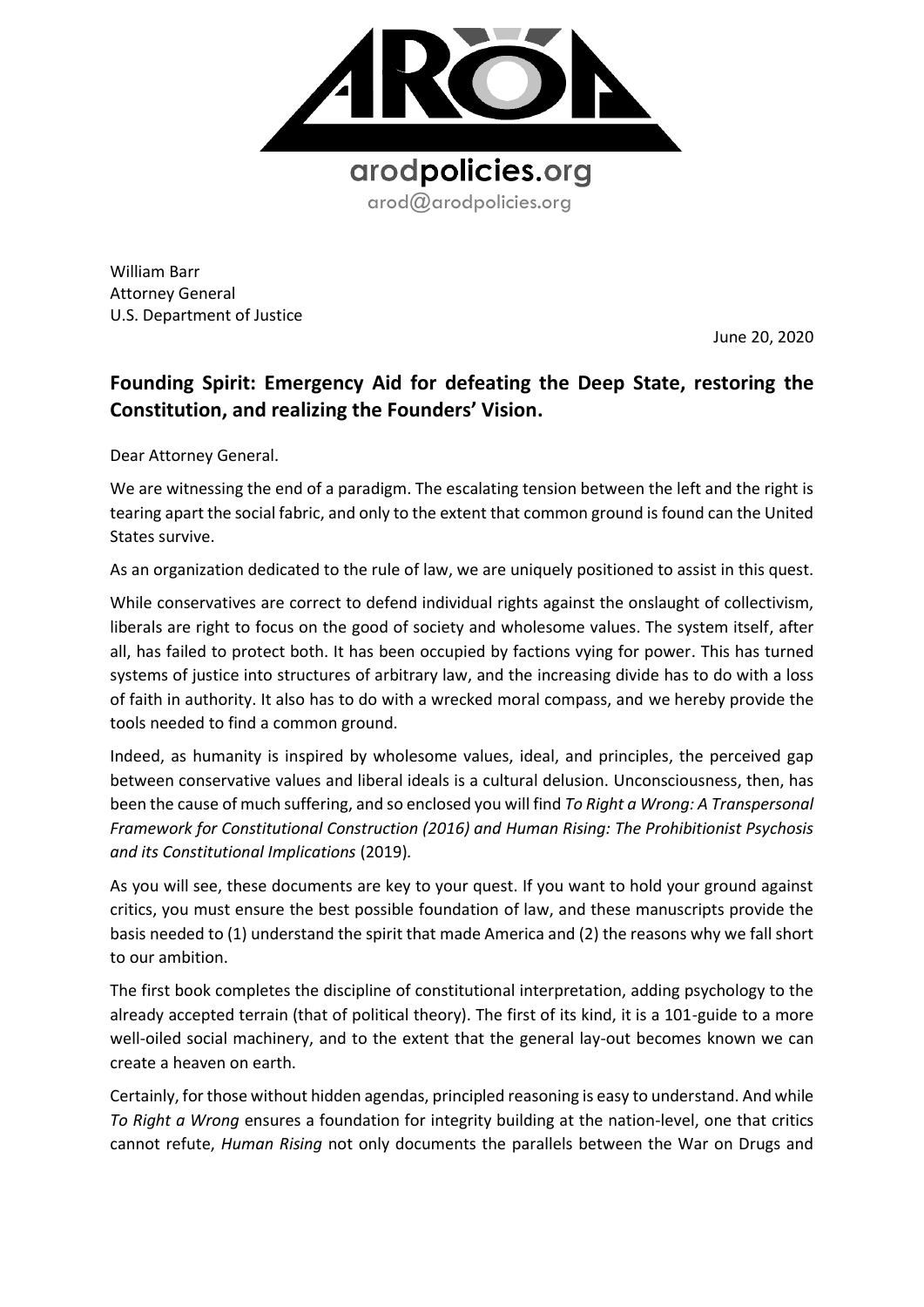arodpolicies.org

arod@arodpolicies.org

William Barr
Attorney General
U.S. Department of Justice

June 20, 2020

## Founding Spirit: Emergency Aid for defeating the Deep State, restoring the Constitution, and realizing the Founders' Vision.

Dear Attorney General.

We are witnessing the end of a paradigm. The escalating tension between the left and the right is tearing apart the social fabric, and only to the extent that common ground is found can the United States survive.

As an organization dedicated to the rule of law, we are uniquely positioned to assist in this quest.

While conservatives are correct to defend individual rights against the onslaught of collectivism, liberals are right to focus on the good of society and wholesome values. The system itself, after all, has failed to protect both. It has been occupied by factions vying for power. This has turned systems of justice into structures of arbitrary law, and the increasing divide has to do with a loss of faith in authority. It also has to do with a wrecked moral compass, and we hereby provide the tools needed to find a common ground.

Indeed, as humanity is inspired by wholesome values, ideal, and principles, the perceived gap between conservative values and liberal ideals is a cultural delusion. Unconsciousness, then, has been the cause of much suffering, and so enclosed you will find *To Right a Wrong: A Transpersonal Framework for Constitutional Construction (2016) and Human Rising: The Prohibitionist Psychosis and its Constitutional Implications* (2019).

As you will see, these documents are key to your quest. If you want to hold your ground against critics, you must ensure the best possible foundation of law, and these manuscripts provide the basis needed to (1) understand the spirit that made America and (2) the reasons why we fall short to our ambition.

The first book completes the discipline of constitutional interpretation, adding psychology to the already accepted terrain (that of political theory). The first of its kind, it is a 101-guide to a more well-oiled social machinery, and to the extent that the general lay-out becomes known we can create a heaven on earth.

Certainly, for those without hidden agendas, principled reasoning is easy to understand. And while *To Right a Wrong* ensures a foundation for integrity building at the nation-level, one that critics cannot refute, *Human Rising* not only documents the parallels between the War on Drugs and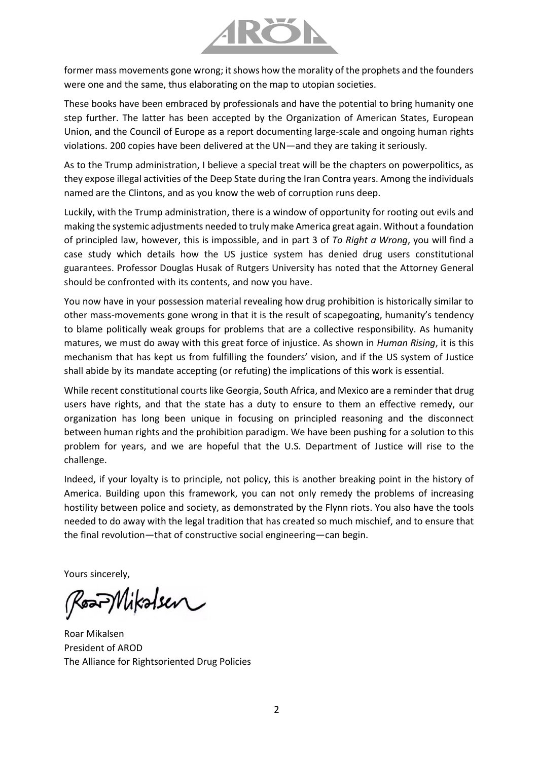former mass movements gone wrong; it shows how the morality of the prophets and the founders were one and the same, thus elaborating on the map to utopian societies.

These books have been embraced by professionals and have the potential to bring humanity one step further. The latter has been accepted by the Organization of American States, European Union, and the Council of Europe as a report documenting large-scale and ongoing human rights violations. 200 copies have been delivered at the UN—and they are taking it seriously.

As to the Trump administration, I believe a special treat will be the chapters on powerpolitics, as they expose illegal activities of the Deep State during the Iran Contra years. Among the individuals named are the Clintons, and as you know the web of corruption runs deep.

Luckily, with the Trump administration, there is a window of opportunity for rooting out evils and making the systemic adjustments needed to truly make America great again. Without a foundation of principled law, however, this is impossible, and in part 3 of *To Right a Wrong*, you will find a case study which details how the US justice system has denied drug users constitutional guarantees. Professor Douglas Husak of Rutgers University has noted that the Attorney General should be confronted with its contents, and now you have.

You now have in your possession material revealing how drug prohibition is historically similar to other mass-movements gone wrong in that it is the result of scapegoating, humanity's tendency to blame politically weak groups for problems that are a collective responsibility. As humanity matures, we must do away with this great force of injustice. As shown in *Human Rising*, it is this mechanism that has kept us from fulfilling the founders' vision, and if the US system of Justice shall abide by its mandate accepting (or refuting) the implications of this work is essential.

While recent constitutional courts like Georgia, South Africa, and Mexico are a reminder that drug users have rights, and that the state has a duty to ensure to them an effective remedy, our organization has long been unique in focusing on principled reasoning and the disconnect between human rights and the prohibition paradigm. We have been pushing for a solution to this problem for years, and we are hopeful that the U.S. Department of Justice will rise to the challenge.

Indeed, if your loyalty is to principle, not policy, this is another breaking point in the history of America. Building upon this framework, you can not only remedy the problems of increasing hostility between police and society, as demonstrated by the Flynn riots. You also have the tools needed to do away with the legal tradition that has created so much mischief, and to ensure that the final revolution—that of constructive social engineering—can begin.

Yours sincerely,

Roar Mikalsen

Roar Mikalsen
President of AROD
The Alliance for Rightsoriented Drug Policies